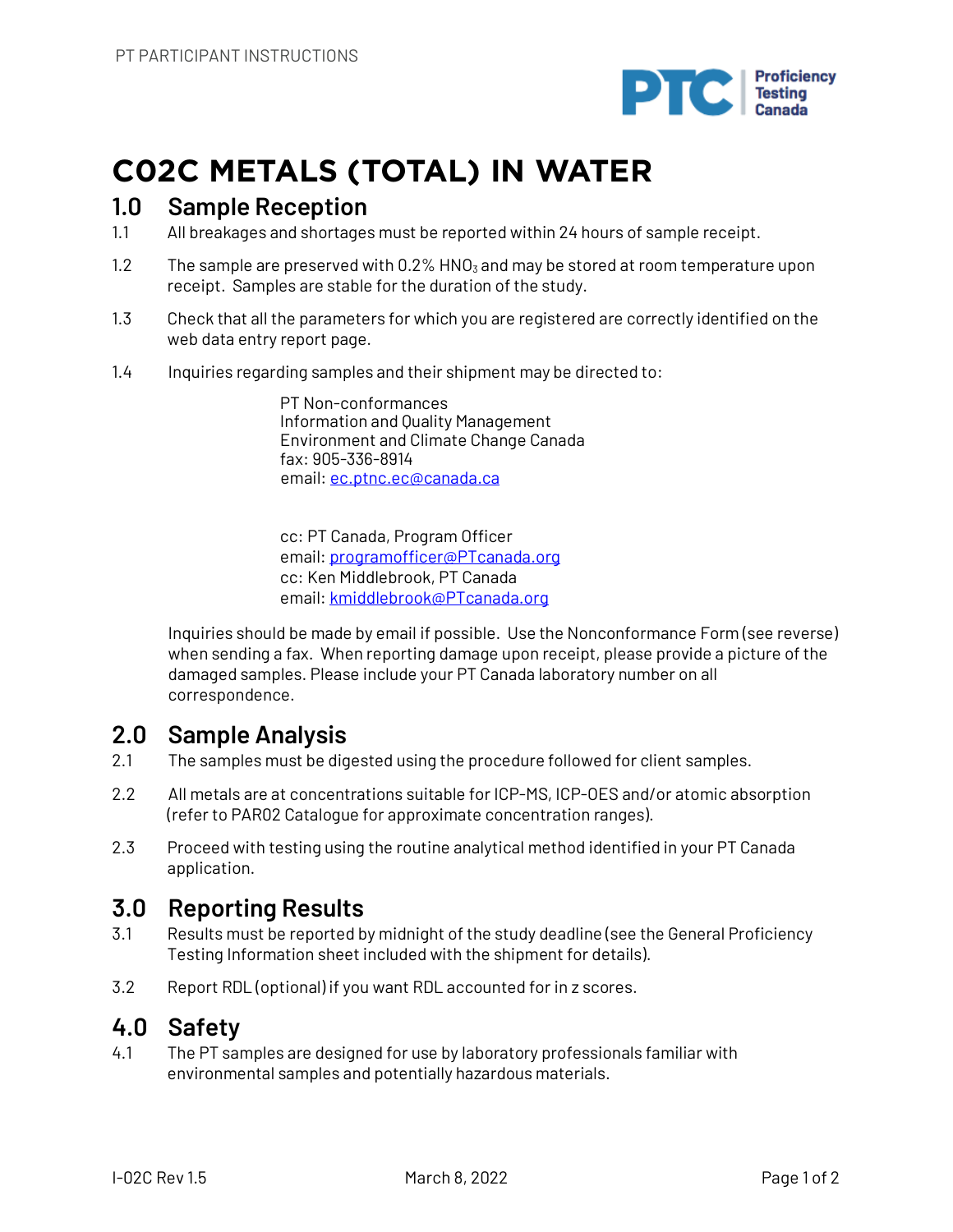# C02C METALS (TOTAL) IN WATER

## 1.0 Sample Reception

1.1 All breakages and shortages must be reported within 24 hours of sample receipt.

1.2 The sample are preserved with 0.2% $HNO_3$ and may be stored at room temperature upon receipt. Samples are stable for the duration of the study.

1.3 Check that all the parameters for which you are registered are correctly identified on the web data entry report page.

1.4 Inquiries regarding samples and their shipment may be directed to:

PT Non-conformances
Information and Quality Management
Environment and Climate Change Canada
fax: 905-336-8914
email: ec.ptnc.ec@canada.ca

cc: PT Canada, Program Officer
email: programofficer@PTcanada.org
cc: Ken Middlebrook, PT Canada
email: kmiddlebrook@PTcanada.org

Inquiries should be made by email if possible. Use the Nonconformance Form (see reverse) when sending a fax. When reporting damage upon receipt, please provide a picture of the damaged samples. Please include your PT Canada laboratory number on all correspondence.

## 2.0 Sample Analysis

2.1 The samples must be digested using the procedure followed for client samples.

2.2 All metals are at concentrations suitable for ICP-MS, ICP-OES and/or atomic absorption (refer to PAR02 Catalogue for approximate concentration ranges).

2.3 Proceed with testing using the routine analytical method identified in your PT Canada application.

## 3.0 Reporting Results

3.1 Results must be reported by midnight of the study deadline (see the General Proficiency Testing Information sheet included with the shipment for details).

3.2 Report RDL (optional) if you want RDL accounted for in z scores.

## 4.0 Safety

4.1 The PT samples are designed for use by laboratory professionals familiar with environmental samples and potentially hazardous materials.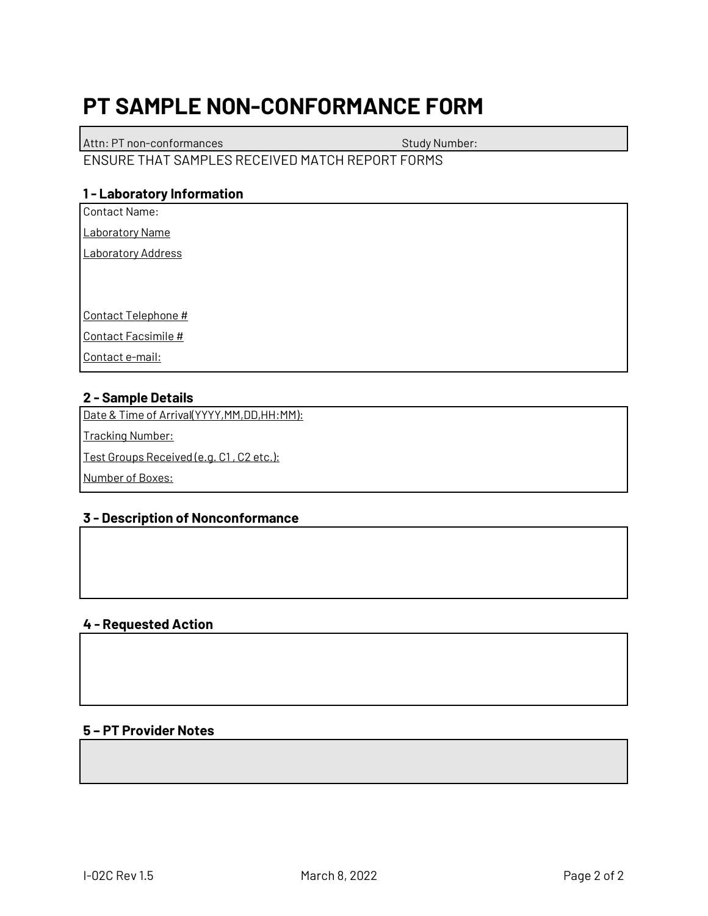# PT SAMPLE NON-CONFORMANCE FORM

Attn: PT non-conformances Study Number:

ENSURE THAT SAMPLES RECEIVED MATCH REPORT FORMS

### 1 - Laboratory Information

Contact Name:

Laboratory Name

Laboratory Address

Contact Telephone #

Contact Facsimile #

Contact e-mail:

### 2 - Sample Details

Date & Time of Arrival(YYYY,MM,DD,HH:MM):

Tracking Number:

Test Groups Received (e.g. C1 , C2 etc.):

Number of Boxes:

### 3 - Description of Nonconformance

### 4 - Requested Action

### 5 – PT Provider Notes

I-02C Rev 1.5 March 8, 2022